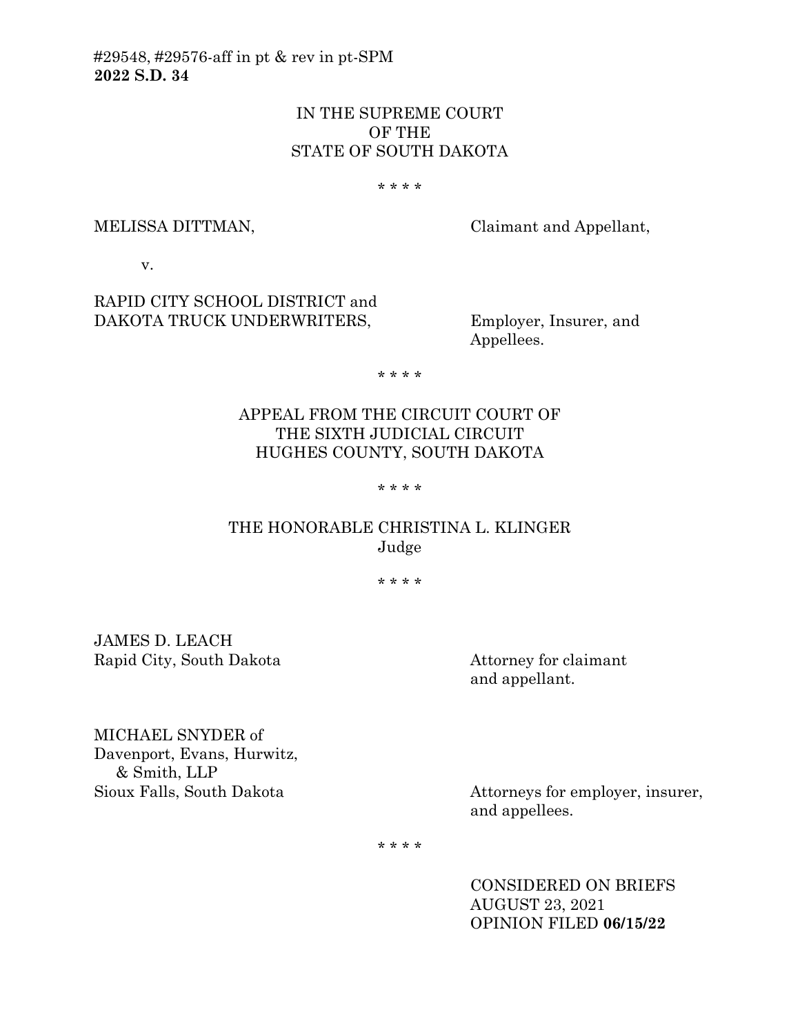#29548, #29576-aff in pt & rev in pt-SPM
**2022 S.D. 34**

IN THE SUPREME COURT
OF THE
STATE OF SOUTH DAKOTA

\* \* \* \*

MELISSA DITTMAN, Claimant and Appellant,

v.

RAPID CITY SCHOOL DISTRICT and
DAKOTA TRUCK UNDERWRITERS, Employer, Insurer, and Appellees.

\* \* \* \*

APPEAL FROM THE CIRCUIT COURT OF
THE SIXTH JUDICIAL CIRCUIT
HUGHES COUNTY, SOUTH DAKOTA

\* \* \* \*

THE HONORABLE CHRISTINA L. KLINGER
Judge

\* \* \* \*

JAMES D. LEACH
Rapid City, South Dakota — Attorney for claimant and appellant.

MICHAEL SNYDER of
Davenport, Evans, Hurwitz,
& Smith, LLP
Sioux Falls, South Dakota — Attorneys for employer, insurer, and appellees.

\* \* \* \*

CONSIDERED ON BRIEFS
AUGUST 23, 2021
OPINION FILED **06/15/22**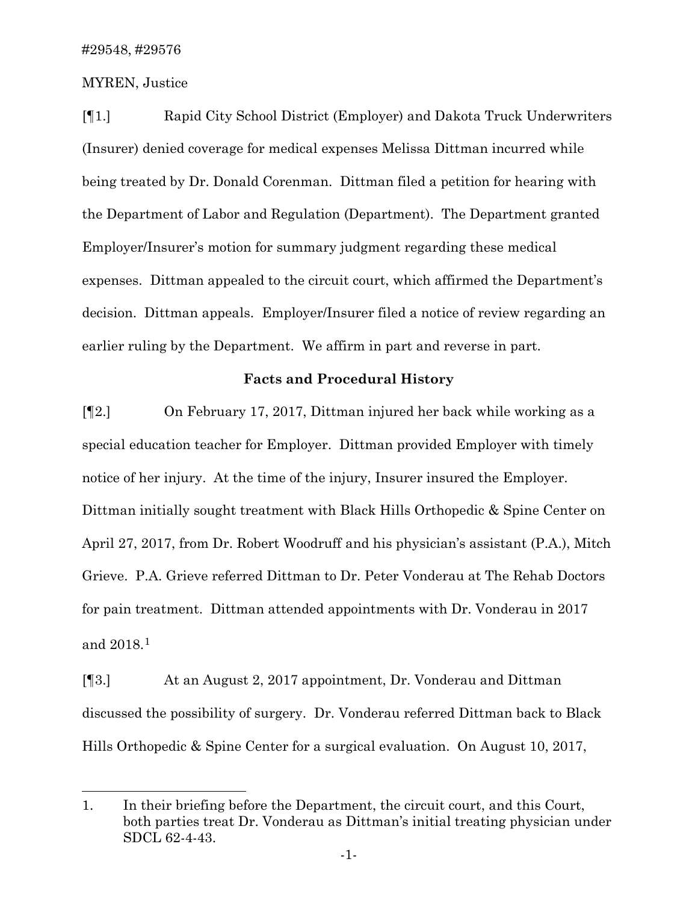#29548, #29576

MYREN, Justice

[¶1.] Rapid City School District (Employer) and Dakota Truck Underwriters (Insurer) denied coverage for medical expenses Melissa Dittman incurred while being treated by Dr. Donald Corenman. Dittman filed a petition for hearing with the Department of Labor and Regulation (Department). The Department granted Employer/Insurer's motion for summary judgment regarding these medical expenses. Dittman appealed to the circuit court, which affirmed the Department's decision. Dittman appeals. Employer/Insurer filed a notice of review regarding an earlier ruling by the Department. We affirm in part and reverse in part.

**Facts and Procedural History**

[¶2.] On February 17, 2017, Dittman injured her back while working as a special education teacher for Employer. Dittman provided Employer with timely notice of her injury. At the time of the injury, Insurer insured the Employer. Dittman initially sought treatment with Black Hills Orthopedic & Spine Center on April 27, 2017, from Dr. Robert Woodruff and his physician's assistant (P.A.), Mitch Grieve. P.A. Grieve referred Dittman to Dr. Peter Vonderau at The Rehab Doctors for pain treatment. Dittman attended appointments with Dr. Vonderau in 2017 and 2018.[1]

[¶3.] At an August 2, 2017 appointment, Dr. Vonderau and Dittman discussed the possibility of surgery. Dr. Vonderau referred Dittman back to Black Hills Orthopedic & Spine Center for a surgical evaluation. On August 10, 2017,

1. In their briefing before the Department, the circuit court, and this Court, both parties treat Dr. Vonderau as Dittman's initial treating physician under SDCL 62-4-43.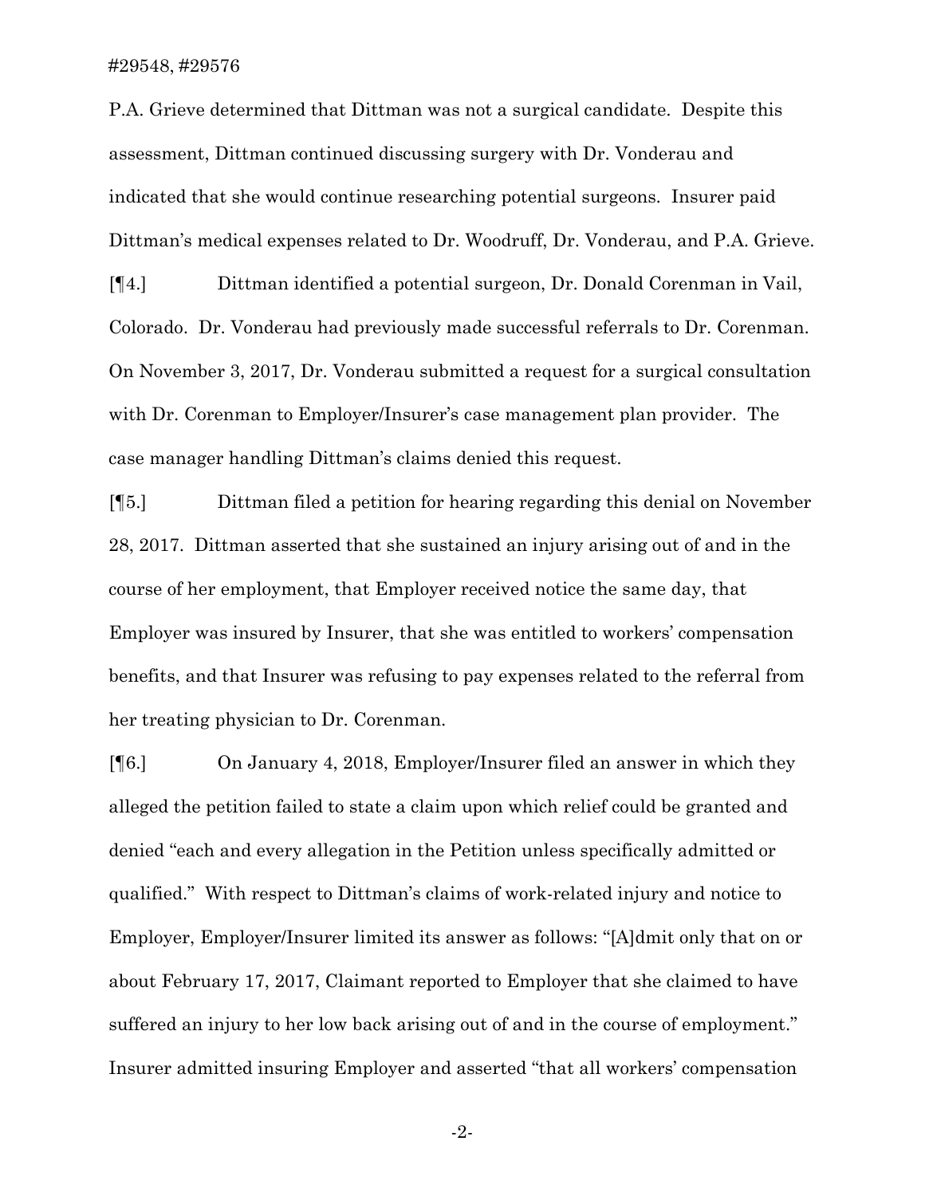P.A. Grieve determined that Dittman was not a surgical candidate. Despite this assessment, Dittman continued discussing surgery with Dr. Vonderau and indicated that she would continue researching potential surgeons. Insurer paid Dittman's medical expenses related to Dr. Woodruff, Dr. Vonderau, and P.A. Grieve.

[¶4.] Dittman identified a potential surgeon, Dr. Donald Corenman in Vail, Colorado. Dr. Vonderau had previously made successful referrals to Dr. Corenman. On November 3, 2017, Dr. Vonderau submitted a request for a surgical consultation with Dr. Corenman to Employer/Insurer's case management plan provider. The case manager handling Dittman's claims denied this request.

[¶5.] Dittman filed a petition for hearing regarding this denial on November 28, 2017. Dittman asserted that she sustained an injury arising out of and in the course of her employment, that Employer received notice the same day, that Employer was insured by Insurer, that she was entitled to workers' compensation benefits, and that Insurer was refusing to pay expenses related to the referral from her treating physician to Dr. Corenman.

[¶6.] On January 4, 2018, Employer/Insurer filed an answer in which they alleged the petition failed to state a claim upon which relief could be granted and denied "each and every allegation in the Petition unless specifically admitted or qualified." With respect to Dittman's claims of work-related injury and notice to Employer, Employer/Insurer limited its answer as follows: "[A]dmit only that on or about February 17, 2017, Claimant reported to Employer that she claimed to have suffered an injury to her low back arising out of and in the course of employment." Insurer admitted insuring Employer and asserted "that all workers' compensation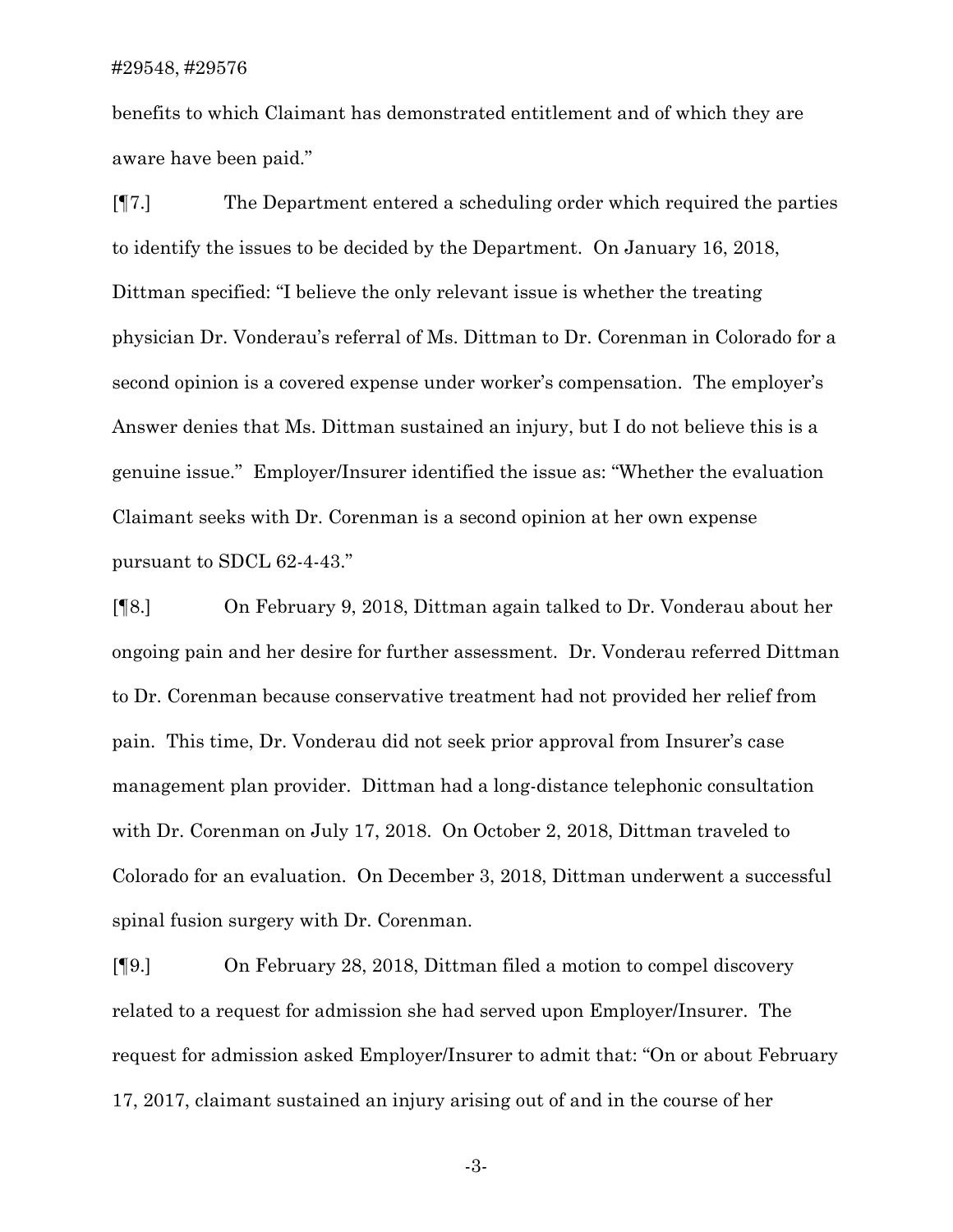benefits to which Claimant has demonstrated entitlement and of which they are aware have been paid."

[¶7.] The Department entered a scheduling order which required the parties to identify the issues to be decided by the Department. On January 16, 2018, Dittman specified: "I believe the only relevant issue is whether the treating physician Dr. Vonderau's referral of Ms. Dittman to Dr. Corenman in Colorado for a second opinion is a covered expense under worker's compensation. The employer's Answer denies that Ms. Dittman sustained an injury, but I do not believe this is a genuine issue." Employer/Insurer identified the issue as: "Whether the evaluation Claimant seeks with Dr. Corenman is a second opinion at her own expense pursuant to SDCL 62-4-43."

[¶8.] On February 9, 2018, Dittman again talked to Dr. Vonderau about her ongoing pain and her desire for further assessment. Dr. Vonderau referred Dittman to Dr. Corenman because conservative treatment had not provided her relief from pain. This time, Dr. Vonderau did not seek prior approval from Insurer's case management plan provider. Dittman had a long-distance telephonic consultation with Dr. Corenman on July 17, 2018. On October 2, 2018, Dittman traveled to Colorado for an evaluation. On December 3, 2018, Dittman underwent a successful spinal fusion surgery with Dr. Corenman.

[¶9.] On February 28, 2018, Dittman filed a motion to compel discovery related to a request for admission she had served upon Employer/Insurer. The request for admission asked Employer/Insurer to admit that: "On or about February 17, 2017, claimant sustained an injury arising out of and in the course of her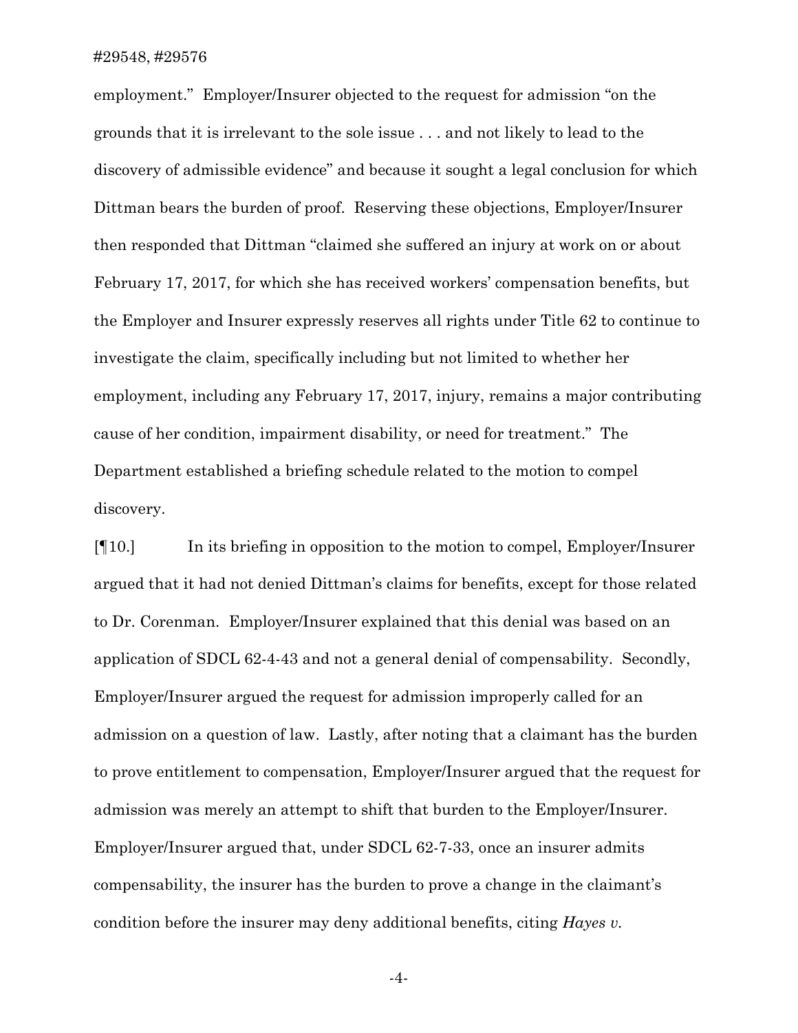employment." Employer/Insurer objected to the request for admission "on the grounds that it is irrelevant to the sole issue . . . and not likely to lead to the discovery of admissible evidence" and because it sought a legal conclusion for which Dittman bears the burden of proof. Reserving these objections, Employer/Insurer then responded that Dittman "claimed she suffered an injury at work on or about February 17, 2017, for which she has received workers' compensation benefits, but the Employer and Insurer expressly reserves all rights under Title 62 to continue to investigate the claim, specifically including but not limited to whether her employment, including any February 17, 2017, injury, remains a major contributing cause of her condition, impairment disability, or need for treatment." The Department established a briefing schedule related to the motion to compel discovery.

[¶10.] In its briefing in opposition to the motion to compel, Employer/Insurer argued that it had not denied Dittman's claims for benefits, except for those related to Dr. Corenman. Employer/Insurer explained that this denial was based on an application of SDCL 62-4-43 and not a general denial of compensability. Secondly, Employer/Insurer argued the request for admission improperly called for an admission on a question of law. Lastly, after noting that a claimant has the burden to prove entitlement to compensation, Employer/Insurer argued that the request for admission was merely an attempt to shift that burden to the Employer/Insurer. Employer/Insurer argued that, under SDCL 62-7-33, once an insurer admits compensability, the insurer has the burden to prove a change in the claimant's condition before the insurer may deny additional benefits, citing *Hayes v.*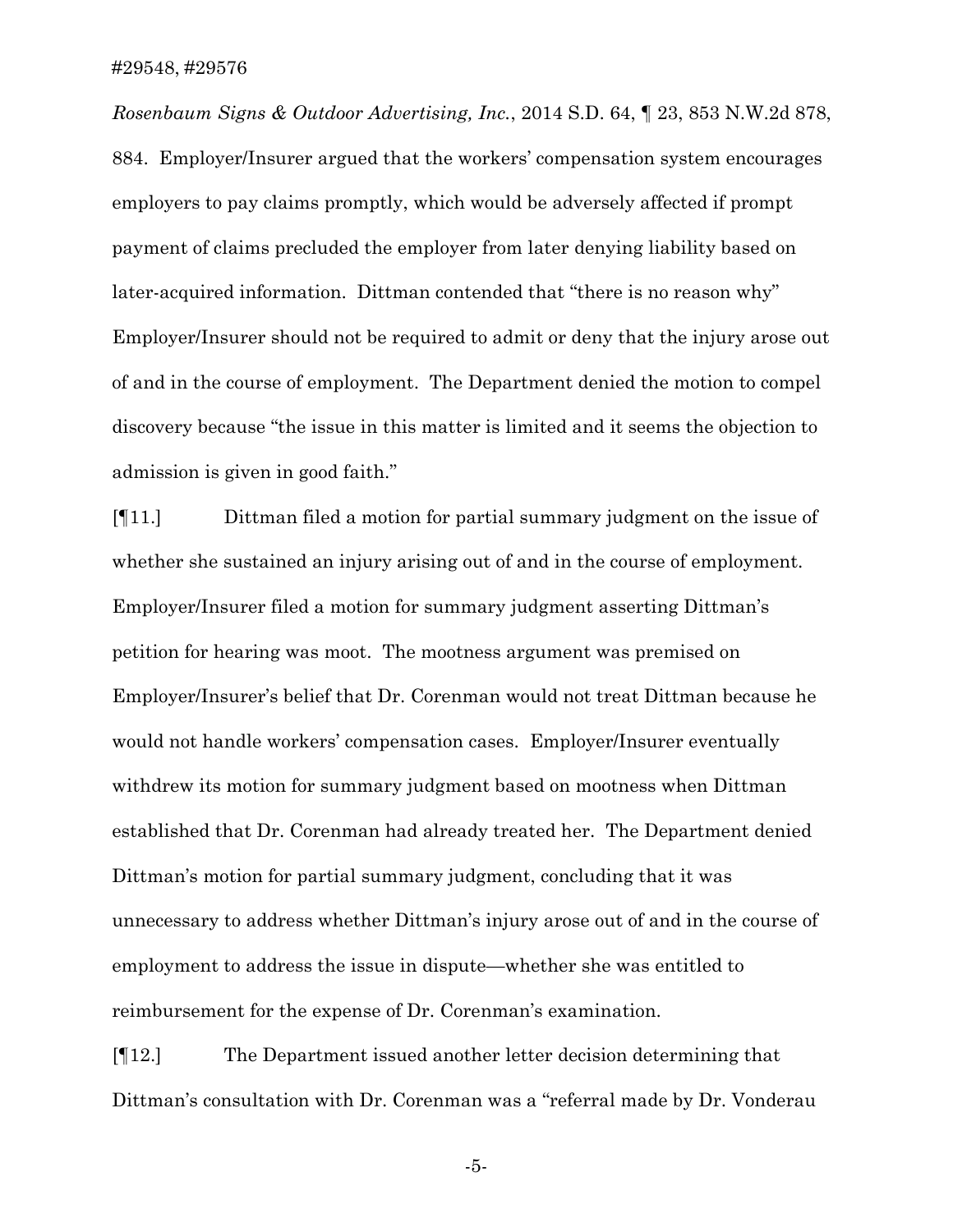*Rosenbaum Signs & Outdoor Advertising, Inc.*, 2014 S.D. 64, ¶ 23, 853 N.W.2d 878, 884. Employer/Insurer argued that the workers' compensation system encourages employers to pay claims promptly, which would be adversely affected if prompt payment of claims precluded the employer from later denying liability based on later-acquired information. Dittman contended that "there is no reason why" Employer/Insurer should not be required to admit or deny that the injury arose out of and in the course of employment. The Department denied the motion to compel discovery because "the issue in this matter is limited and it seems the objection to admission is given in good faith."

[¶11.] Dittman filed a motion for partial summary judgment on the issue of whether she sustained an injury arising out of and in the course of employment. Employer/Insurer filed a motion for summary judgment asserting Dittman's petition for hearing was moot. The mootness argument was premised on Employer/Insurer's belief that Dr. Corenman would not treat Dittman because he would not handle workers' compensation cases. Employer/Insurer eventually withdrew its motion for summary judgment based on mootness when Dittman established that Dr. Corenman had already treated her. The Department denied Dittman's motion for partial summary judgment, concluding that it was unnecessary to address whether Dittman's injury arose out of and in the course of employment to address the issue in dispute—whether she was entitled to reimbursement for the expense of Dr. Corenman's examination.

[¶12.] The Department issued another letter decision determining that Dittman's consultation with Dr. Corenman was a "referral made by Dr. Vonderau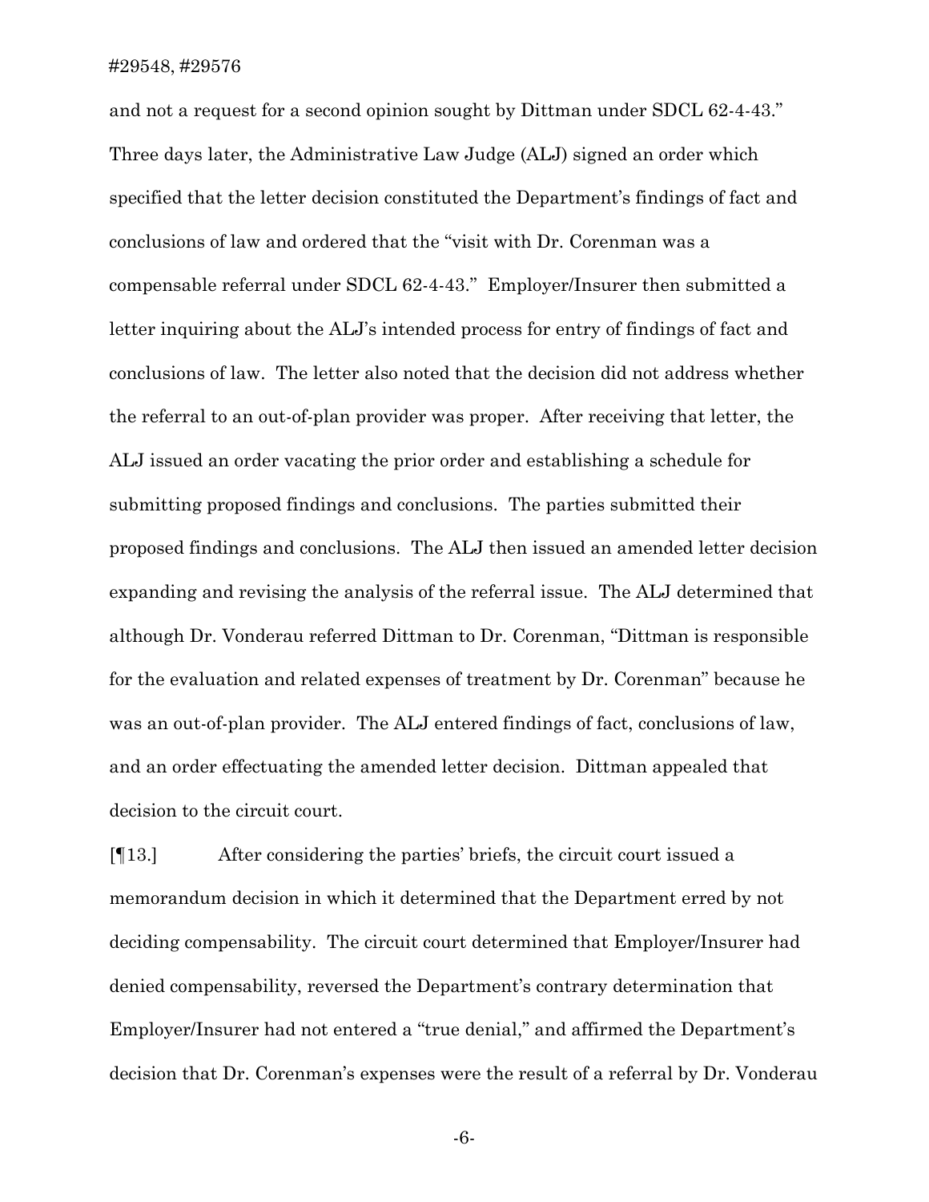and not a request for a second opinion sought by Dittman under SDCL 62-4-43." Three days later, the Administrative Law Judge (ALJ) signed an order which specified that the letter decision constituted the Department's findings of fact and conclusions of law and ordered that the "visit with Dr. Corenman was a compensable referral under SDCL 62-4-43." Employer/Insurer then submitted a letter inquiring about the ALJ's intended process for entry of findings of fact and conclusions of law. The letter also noted that the decision did not address whether the referral to an out-of-plan provider was proper. After receiving that letter, the ALJ issued an order vacating the prior order and establishing a schedule for submitting proposed findings and conclusions. The parties submitted their proposed findings and conclusions. The ALJ then issued an amended letter decision expanding and revising the analysis of the referral issue. The ALJ determined that although Dr. Vonderau referred Dittman to Dr. Corenman, "Dittman is responsible for the evaluation and related expenses of treatment by Dr. Corenman" because he was an out-of-plan provider. The ALJ entered findings of fact, conclusions of law, and an order effectuating the amended letter decision. Dittman appealed that decision to the circuit court.

[¶13.] After considering the parties' briefs, the circuit court issued a memorandum decision in which it determined that the Department erred by not deciding compensability. The circuit court determined that Employer/Insurer had denied compensability, reversed the Department's contrary determination that Employer/Insurer had not entered a "true denial," and affirmed the Department's decision that Dr. Corenman's expenses were the result of a referral by Dr. Vonderau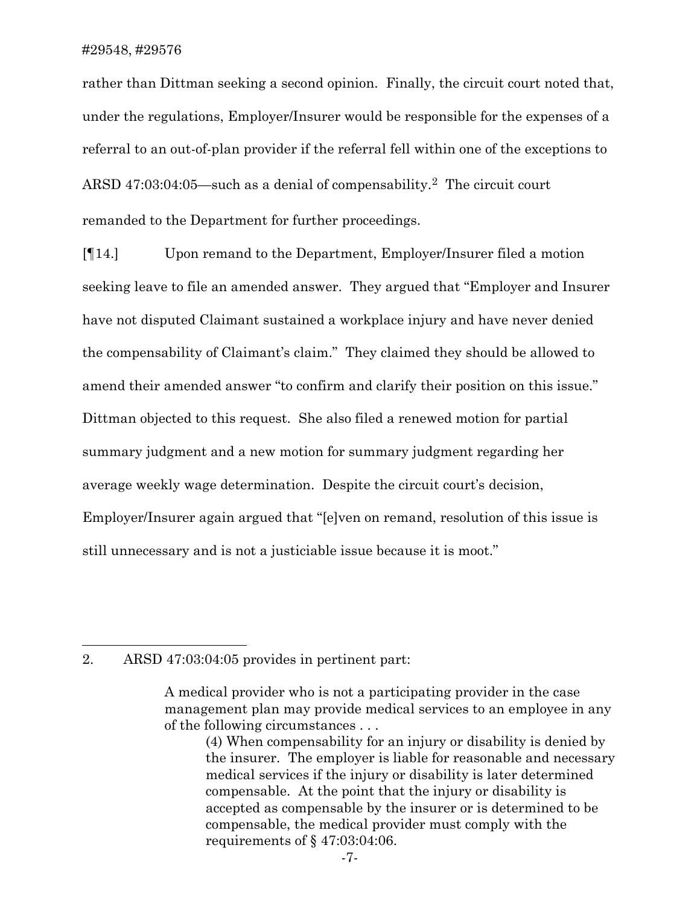rather than Dittman seeking a second opinion. Finally, the circuit court noted that, under the regulations, Employer/Insurer would be responsible for the expenses of a referral to an out-of-plan provider if the referral fell within one of the exceptions to ARSD 47:03:04:05—such as a denial of compensability.[2] The circuit court remanded to the Department for further proceedings.

[¶14.] Upon remand to the Department, Employer/Insurer filed a motion seeking leave to file an amended answer. They argued that "Employer and Insurer have not disputed Claimant sustained a workplace injury and have never denied the compensability of Claimant's claim." They claimed they should be allowed to amend their amended answer "to confirm and clarify their position on this issue." Dittman objected to this request. She also filed a renewed motion for partial summary judgment and a new motion for summary judgment regarding her average weekly wage determination. Despite the circuit court's decision, Employer/Insurer again argued that "[e]ven on remand, resolution of this issue is still unnecessary and is not a justiciable issue because it is moot."

---

2. ARSD 47:03:04:05 provides in pertinent part:

> A medical provider who is not a participating provider in the case management plan may provide medical services to an employee in any of the following circumstances . . .
>
> (4) When compensability for an injury or disability is denied by the insurer. The employer is liable for reasonable and necessary medical services if the injury or disability is later determined compensable. At the point that the injury or disability is accepted as compensable by the insurer or is determined to be compensable, the medical provider must comply with the requirements of § 47:03:04:06.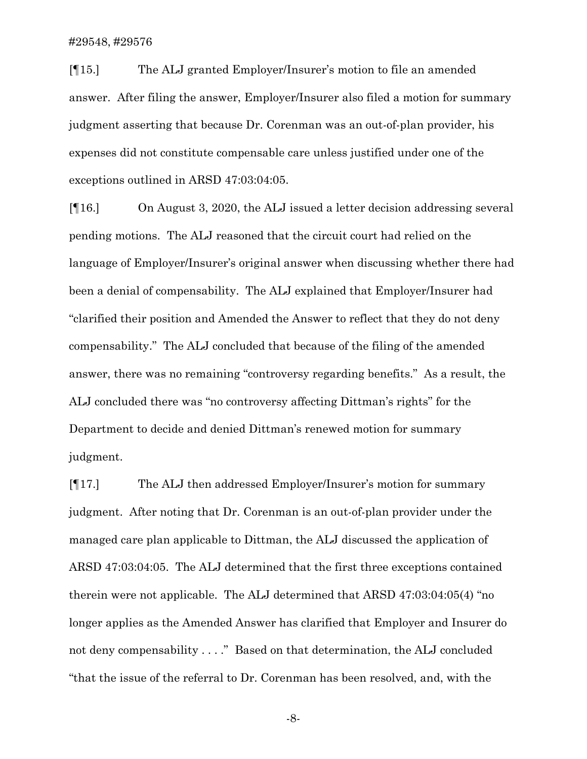[¶15.] The ALJ granted Employer/Insurer's motion to file an amended answer. After filing the answer, Employer/Insurer also filed a motion for summary judgment asserting that because Dr. Corenman was an out-of-plan provider, his expenses did not constitute compensable care unless justified under one of the exceptions outlined in ARSD 47:03:04:05.

[¶16.] On August 3, 2020, the ALJ issued a letter decision addressing several pending motions. The ALJ reasoned that the circuit court had relied on the language of Employer/Insurer's original answer when discussing whether there had been a denial of compensability. The ALJ explained that Employer/Insurer had "clarified their position and Amended the Answer to reflect that they do not deny compensability." The ALJ concluded that because of the filing of the amended answer, there was no remaining "controversy regarding benefits." As a result, the ALJ concluded there was "no controversy affecting Dittman's rights" for the Department to decide and denied Dittman's renewed motion for summary judgment.

[¶17.] The ALJ then addressed Employer/Insurer's motion for summary judgment. After noting that Dr. Corenman is an out-of-plan provider under the managed care plan applicable to Dittman, the ALJ discussed the application of ARSD 47:03:04:05. The ALJ determined that the first three exceptions contained therein were not applicable. The ALJ determined that ARSD 47:03:04:05(4) "no longer applies as the Amended Answer has clarified that Employer and Insurer do not deny compensability . . . ." Based on that determination, the ALJ concluded "that the issue of the referral to Dr. Corenman has been resolved, and, with the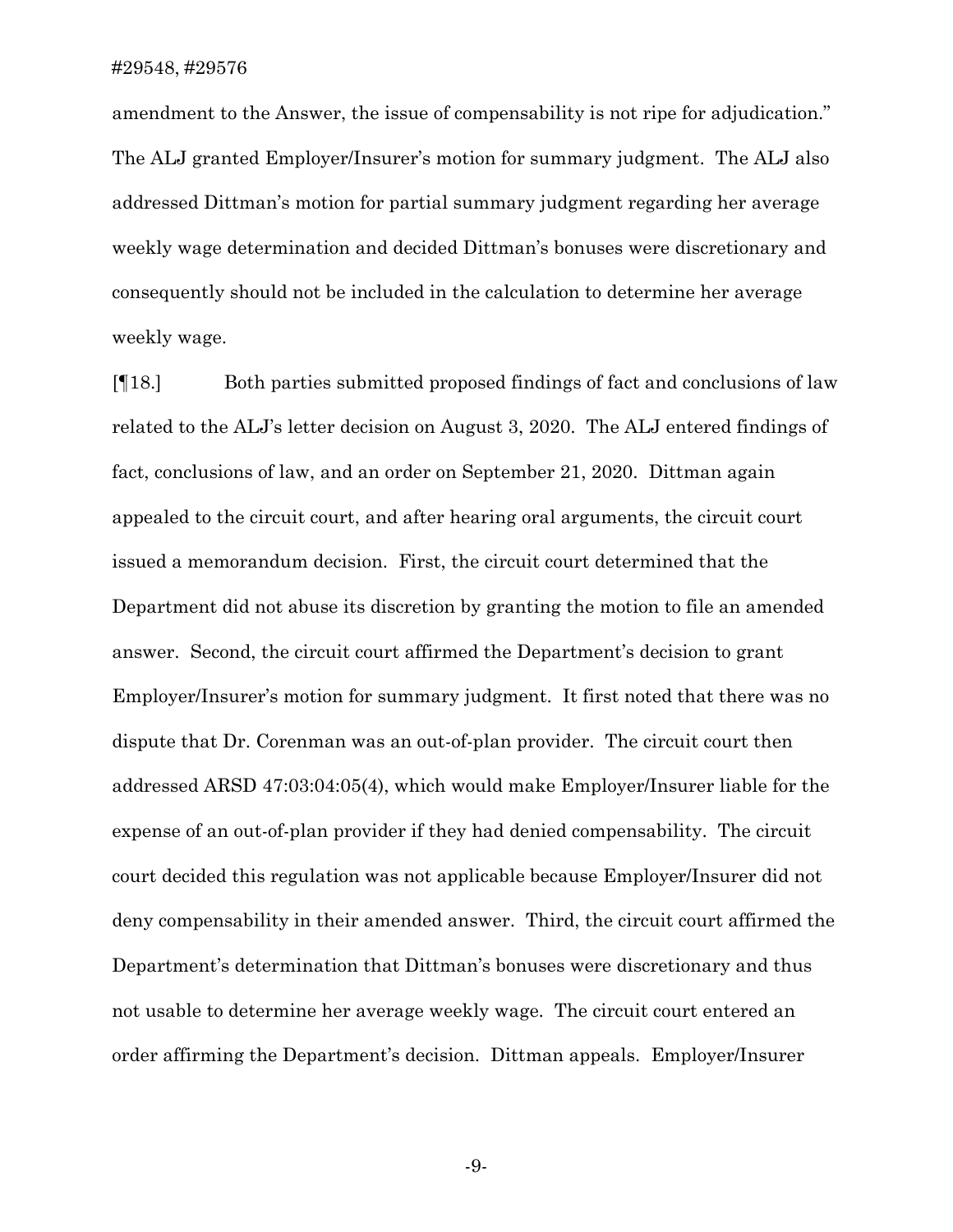amendment to the Answer, the issue of compensability is not ripe for adjudication." The ALJ granted Employer/Insurer's motion for summary judgment. The ALJ also addressed Dittman's motion for partial summary judgment regarding her average weekly wage determination and decided Dittman's bonuses were discretionary and consequently should not be included in the calculation to determine her average weekly wage.

[¶18.] Both parties submitted proposed findings of fact and conclusions of law related to the ALJ's letter decision on August 3, 2020. The ALJ entered findings of fact, conclusions of law, and an order on September 21, 2020. Dittman again appealed to the circuit court, and after hearing oral arguments, the circuit court issued a memorandum decision. First, the circuit court determined that the Department did not abuse its discretion by granting the motion to file an amended answer. Second, the circuit court affirmed the Department's decision to grant Employer/Insurer's motion for summary judgment. It first noted that there was no dispute that Dr. Corenman was an out-of-plan provider. The circuit court then addressed ARSD 47:03:04:05(4), which would make Employer/Insurer liable for the expense of an out-of-plan provider if they had denied compensability. The circuit court decided this regulation was not applicable because Employer/Insurer did not deny compensability in their amended answer. Third, the circuit court affirmed the Department's determination that Dittman's bonuses were discretionary and thus not usable to determine her average weekly wage. The circuit court entered an order affirming the Department's decision. Dittman appeals. Employer/Insurer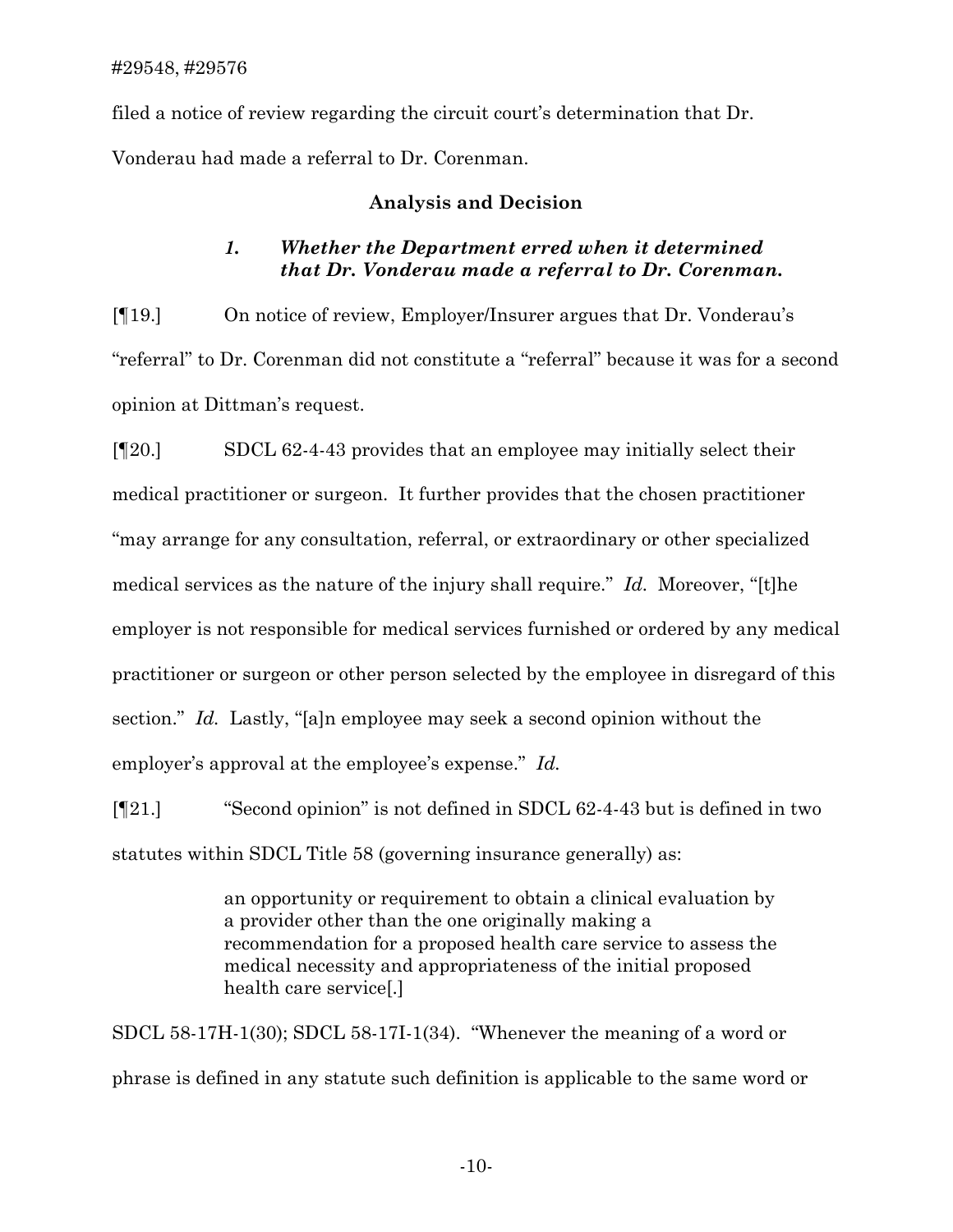filed a notice of review regarding the circuit court's determination that Dr. Vonderau had made a referral to Dr. Corenman.

## Analysis and Decision

### *1. Whether the Department erred when it determined that Dr. Vonderau made a referral to Dr. Corenman.*

[¶19.] On notice of review, Employer/Insurer argues that Dr. Vonderau's "referral" to Dr. Corenman did not constitute a "referral" because it was for a second opinion at Dittman's request.

[¶20.] SDCL 62-4-43 provides that an employee may initially select their medical practitioner or surgeon. It further provides that the chosen practitioner "may arrange for any consultation, referral, or extraordinary or other specialized medical services as the nature of the injury shall require." *Id.* Moreover, "[t]he employer is not responsible for medical services furnished or ordered by any medical practitioner or surgeon or other person selected by the employee in disregard of this section." *Id.* Lastly, "[a]n employee may seek a second opinion without the employer's approval at the employee's expense." *Id.*

[¶21.] "Second opinion" is not defined in SDCL 62-4-43 but is defined in two statutes within SDCL Title 58 (governing insurance generally) as:

> an opportunity or requirement to obtain a clinical evaluation by a provider other than the one originally making a recommendation for a proposed health care service to assess the medical necessity and appropriateness of the initial proposed health care service[.]

SDCL 58-17H-1(30); SDCL 58-17I-1(34). "Whenever the meaning of a word or phrase is defined in any statute such definition is applicable to the same word or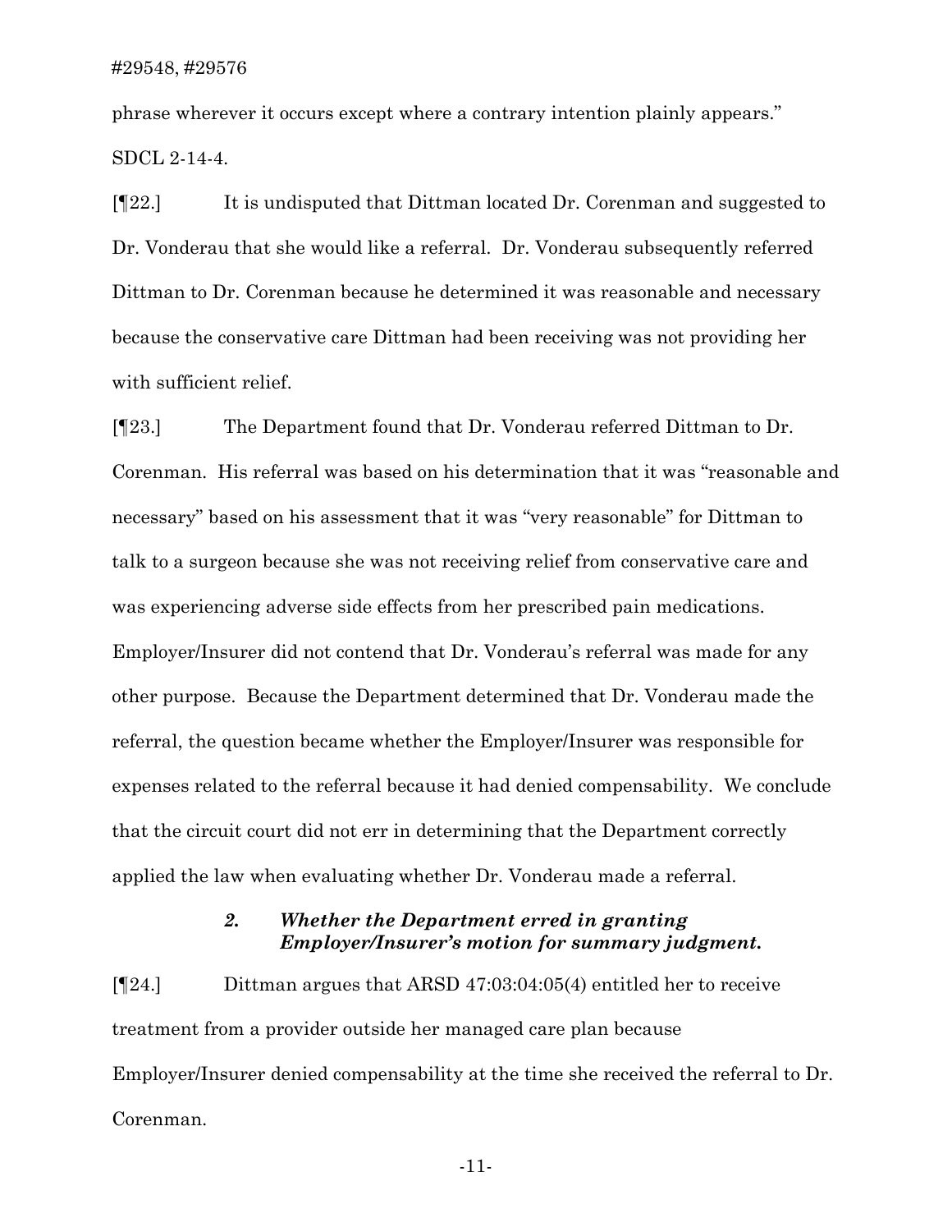phrase wherever it occurs except where a contrary intention plainly appears." SDCL 2-14-4.

[¶22.] It is undisputed that Dittman located Dr. Corenman and suggested to Dr. Vonderau that she would like a referral. Dr. Vonderau subsequently referred Dittman to Dr. Corenman because he determined it was reasonable and necessary because the conservative care Dittman had been receiving was not providing her with sufficient relief.

[¶23.] The Department found that Dr. Vonderau referred Dittman to Dr. Corenman. His referral was based on his determination that it was "reasonable and necessary" based on his assessment that it was "very reasonable" for Dittman to talk to a surgeon because she was not receiving relief from conservative care and was experiencing adverse side effects from her prescribed pain medications. Employer/Insurer did not contend that Dr. Vonderau's referral was made for any other purpose. Because the Department determined that Dr. Vonderau made the referral, the question became whether the Employer/Insurer was responsible for expenses related to the referral because it had denied compensability. We conclude that the circuit court did not err in determining that the Department correctly applied the law when evaluating whether Dr. Vonderau made a referral.

### *2. Whether the Department erred in granting Employer/Insurer's motion for summary judgment.*

[¶24.] Dittman argues that ARSD 47:03:04:05(4) entitled her to receive treatment from a provider outside her managed care plan because Employer/Insurer denied compensability at the time she received the referral to Dr. Corenman.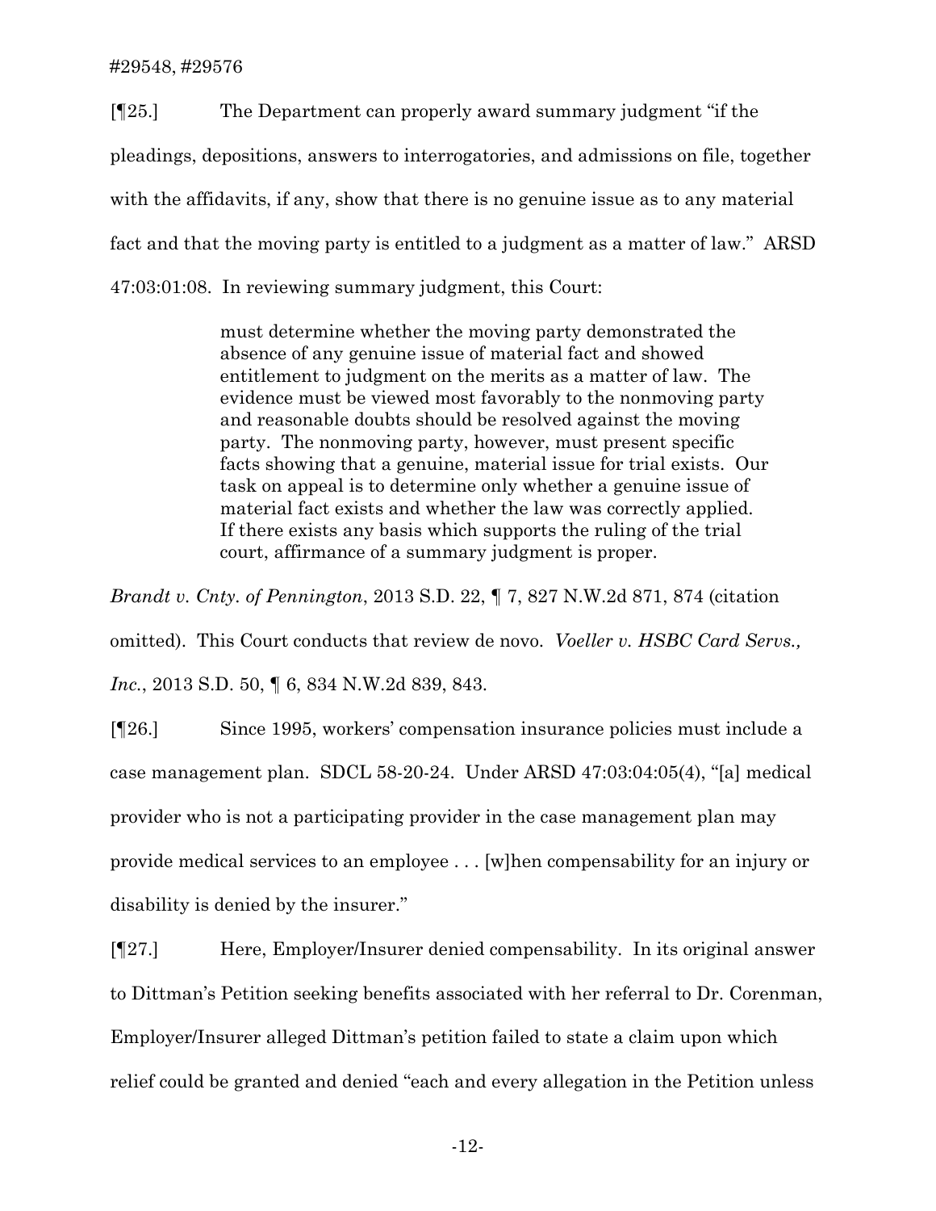[¶25.] The Department can properly award summary judgment "if the pleadings, depositions, answers to interrogatories, and admissions on file, together with the affidavits, if any, show that there is no genuine issue as to any material fact and that the moving party is entitled to a judgment as a matter of law." ARSD 47:03:01:08. In reviewing summary judgment, this Court:

> must determine whether the moving party demonstrated the absence of any genuine issue of material fact and showed entitlement to judgment on the merits as a matter of law. The evidence must be viewed most favorably to the nonmoving party and reasonable doubts should be resolved against the moving party. The nonmoving party, however, must present specific facts showing that a genuine, material issue for trial exists. Our task on appeal is to determine only whether a genuine issue of material fact exists and whether the law was correctly applied. If there exists any basis which supports the ruling of the trial court, affirmance of a summary judgment is proper.

*Brandt v. Cnty. of Pennington*, 2013 S.D. 22, ¶ 7, 827 N.W.2d 871, 874 (citation omitted). This Court conducts that review de novo. *Voeller v. HSBC Card Servs., Inc.*, 2013 S.D. 50, ¶ 6, 834 N.W.2d 839, 843.

[¶26.] Since 1995, workers' compensation insurance policies must include a case management plan. SDCL 58-20-24. Under ARSD 47:03:04:05(4), "[a] medical provider who is not a participating provider in the case management plan may provide medical services to an employee . . . [w]hen compensability for an injury or disability is denied by the insurer."

[¶27.] Here, Employer/Insurer denied compensability. In its original answer to Dittman's Petition seeking benefits associated with her referral to Dr. Corenman, Employer/Insurer alleged Dittman's petition failed to state a claim upon which relief could be granted and denied "each and every allegation in the Petition unless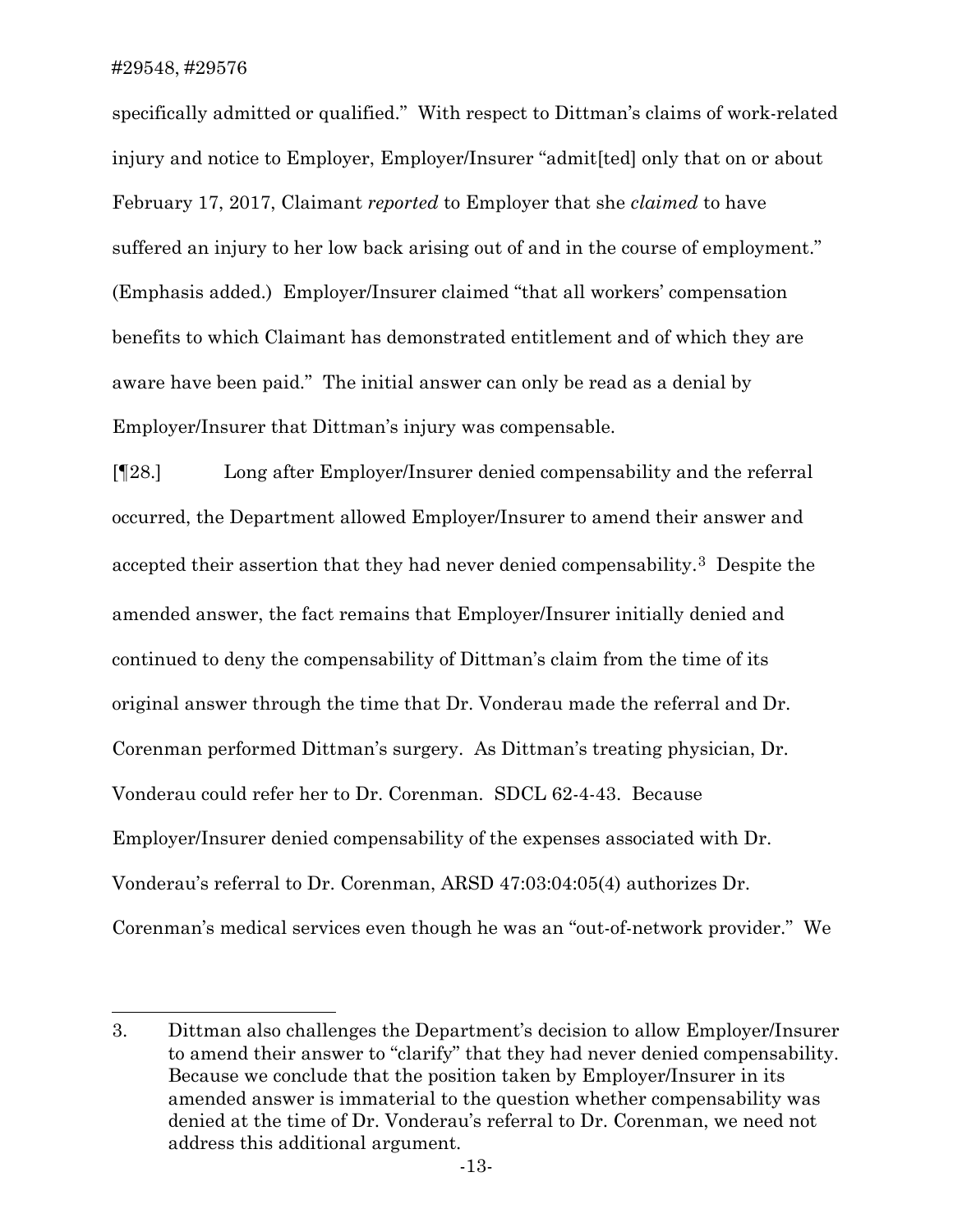specifically admitted or qualified." With respect to Dittman's claims of work-related injury and notice to Employer, Employer/Insurer "admit[ted] only that on or about February 17, 2017, Claimant *reported* to Employer that she *claimed* to have suffered an injury to her low back arising out of and in the course of employment." (Emphasis added.) Employer/Insurer claimed "that all workers' compensation benefits to which Claimant has demonstrated entitlement and of which they are aware have been paid." The initial answer can only be read as a denial by Employer/Insurer that Dittman's injury was compensable.

[¶28.] Long after Employer/Insurer denied compensability and the referral occurred, the Department allowed Employer/Insurer to amend their answer and accepted their assertion that they had never denied compensability.[3] Despite the amended answer, the fact remains that Employer/Insurer initially denied and continued to deny the compensability of Dittman's claim from the time of its original answer through the time that Dr. Vonderau made the referral and Dr. Corenman performed Dittman's surgery. As Dittman's treating physician, Dr. Vonderau could refer her to Dr. Corenman. SDCL 62-4-43. Because Employer/Insurer denied compensability of the expenses associated with Dr. Vonderau's referral to Dr. Corenman, ARSD 47:03:04:05(4) authorizes Dr. Corenman's medical services even though he was an "out-of-network provider." We

---

3. Dittman also challenges the Department's decision to allow Employer/Insurer to amend their answer to "clarify" that they had never denied compensability. Because we conclude that the position taken by Employer/Insurer in its amended answer is immaterial to the question whether compensability was denied at the time of Dr. Vonderau's referral to Dr. Corenman, we need not address this additional argument.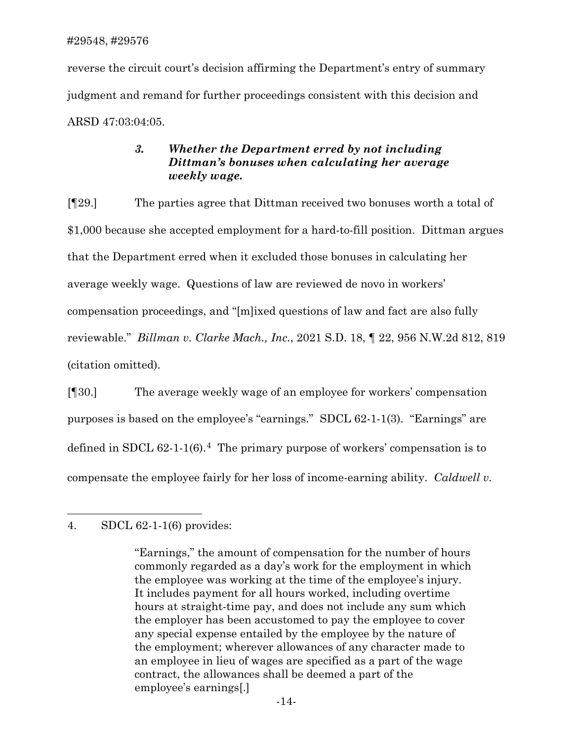reverse the circuit court's decision affirming the Department's entry of summary judgment and remand for further proceedings consistent with this decision and ARSD 47:03:04:05.

### *3. Whether the Department erred by not including Dittman's bonuses when calculating her average weekly wage.*

[¶29.] The parties agree that Dittman received two bonuses worth a total of $1,000 because she accepted employment for a hard-to-fill position. Dittman argues that the Department erred when it excluded those bonuses in calculating her average weekly wage. Questions of law are reviewed de novo in workers' compensation proceedings, and "[m]ixed questions of law and fact are also fully reviewable." *Billman v. Clarke Mach., Inc.*, 2021 S.D. 18, ¶ 22, 956 N.W.2d 812, 819 (citation omitted).

[¶30.] The average weekly wage of an employee for workers' compensation purposes is based on the employee's "earnings." SDCL 62-1-1(3). "Earnings" are defined in SDCL 62-1-1(6).[4] The primary purpose of workers' compensation is to compensate the employee fairly for her loss of income-earning ability. *Caldwell v.*

---

4. SDCL 62-1-1(6) provides:

> "Earnings," the amount of compensation for the number of hours commonly regarded as a day's work for the employment in which the employee was working at the time of the employee's injury. It includes payment for all hours worked, including overtime hours at straight-time pay, and does not include any sum which the employer has been accustomed to pay the employee to cover any special expense entailed by the employee by the nature of the employment; wherever allowances of any character made to an employee in lieu of wages are specified as a part of the wage contract, the allowances shall be deemed a part of the employee's earnings[.]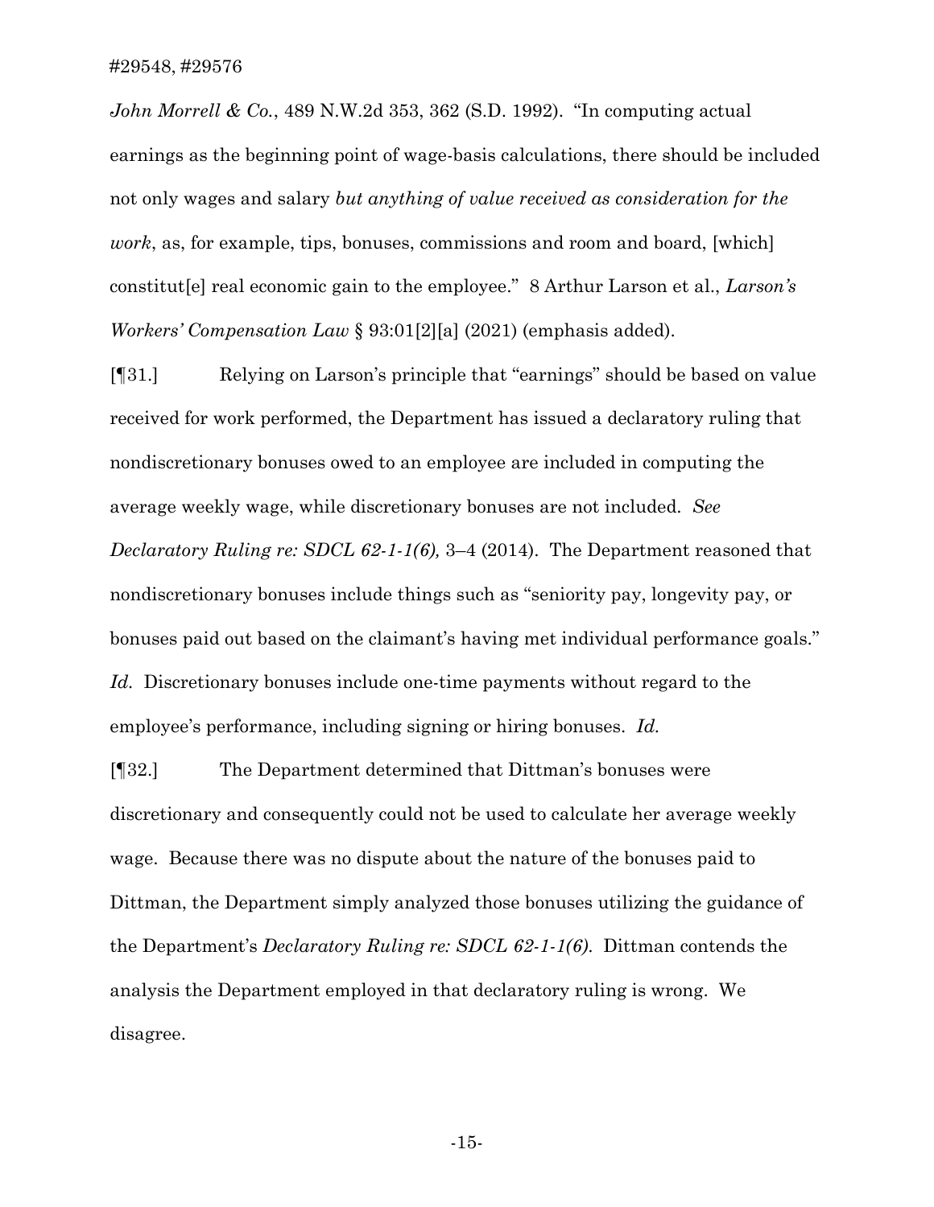*John Morrell & Co.*, 489 N.W.2d 353, 362 (S.D. 1992). "In computing actual earnings as the beginning point of wage-basis calculations, there should be included not only wages and salary *but anything of value received as consideration for the work*, as, for example, tips, bonuses, commissions and room and board, [which] constitut[e] real economic gain to the employee." 8 Arthur Larson et al., *Larson's Workers' Compensation Law* § 93:01[2][a] (2021) (emphasis added).

[¶31.] Relying on Larson's principle that "earnings" should be based on value received for work performed, the Department has issued a declaratory ruling that nondiscretionary bonuses owed to an employee are included in computing the average weekly wage, while discretionary bonuses are not included. *See Declaratory Ruling re: SDCL 62-1-1(6),* 3–4 (2014). The Department reasoned that nondiscretionary bonuses include things such as "seniority pay, longevity pay, or bonuses paid out based on the claimant's having met individual performance goals." *Id.* Discretionary bonuses include one-time payments without regard to the employee's performance, including signing or hiring bonuses. *Id.*

[¶32.] The Department determined that Dittman's bonuses were discretionary and consequently could not be used to calculate her average weekly wage. Because there was no dispute about the nature of the bonuses paid to Dittman, the Department simply analyzed those bonuses utilizing the guidance of the Department's *Declaratory Ruling re: SDCL 62-1-1(6).* Dittman contends the analysis the Department employed in that declaratory ruling is wrong. We disagree.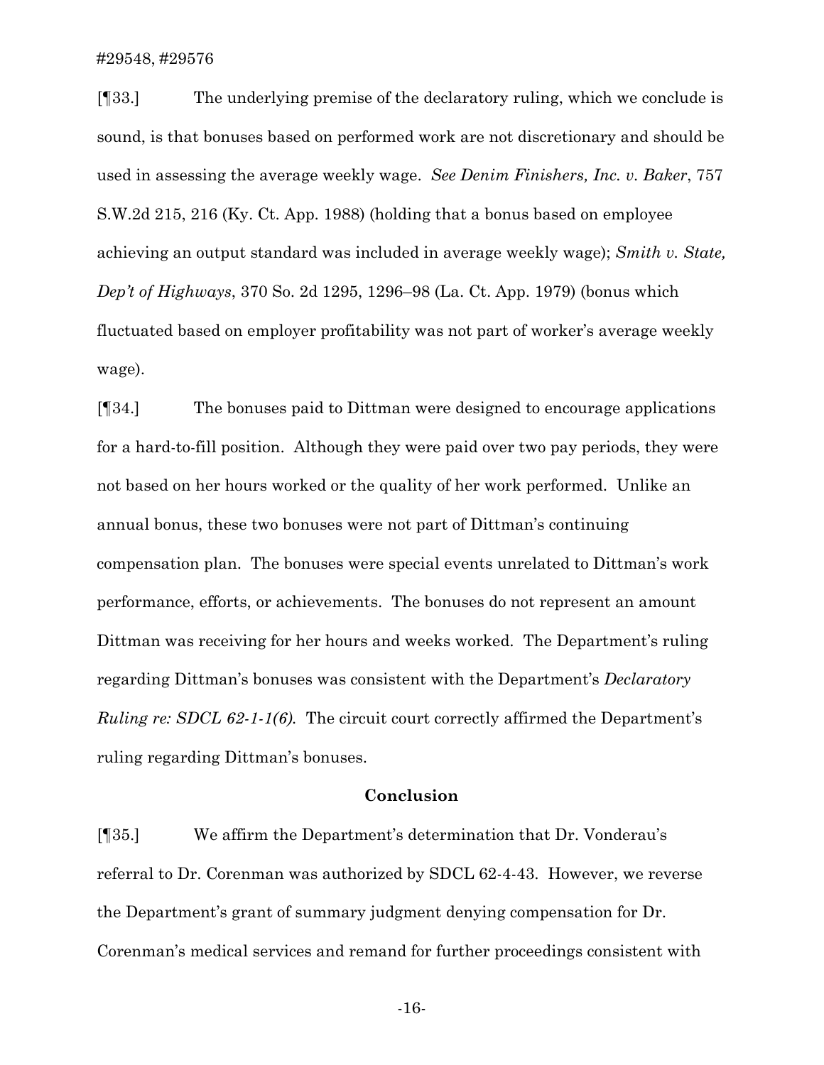[¶33.] The underlying premise of the declaratory ruling, which we conclude is sound, is that bonuses based on performed work are not discretionary and should be used in assessing the average weekly wage. *See Denim Finishers, Inc. v. Baker*, 757 S.W.2d 215, 216 (Ky. Ct. App. 1988) (holding that a bonus based on employee achieving an output standard was included in average weekly wage); *Smith v. State, Dep't of Highways*, 370 So. 2d 1295, 1296–98 (La. Ct. App. 1979) (bonus which fluctuated based on employer profitability was not part of worker's average weekly wage).

[¶34.] The bonuses paid to Dittman were designed to encourage applications for a hard-to-fill position. Although they were paid over two pay periods, they were not based on her hours worked or the quality of her work performed. Unlike an annual bonus, these two bonuses were not part of Dittman's continuing compensation plan. The bonuses were special events unrelated to Dittman's work performance, efforts, or achievements. The bonuses do not represent an amount Dittman was receiving for her hours and weeks worked. The Department's ruling regarding Dittman's bonuses was consistent with the Department's *Declaratory Ruling re: SDCL 62-1-1(6).* The circuit court correctly affirmed the Department's ruling regarding Dittman's bonuses.

## Conclusion

[¶35.] We affirm the Department's determination that Dr. Vonderau's referral to Dr. Corenman was authorized by SDCL 62-4-43. However, we reverse the Department's grant of summary judgment denying compensation for Dr. Corenman's medical services and remand for further proceedings consistent with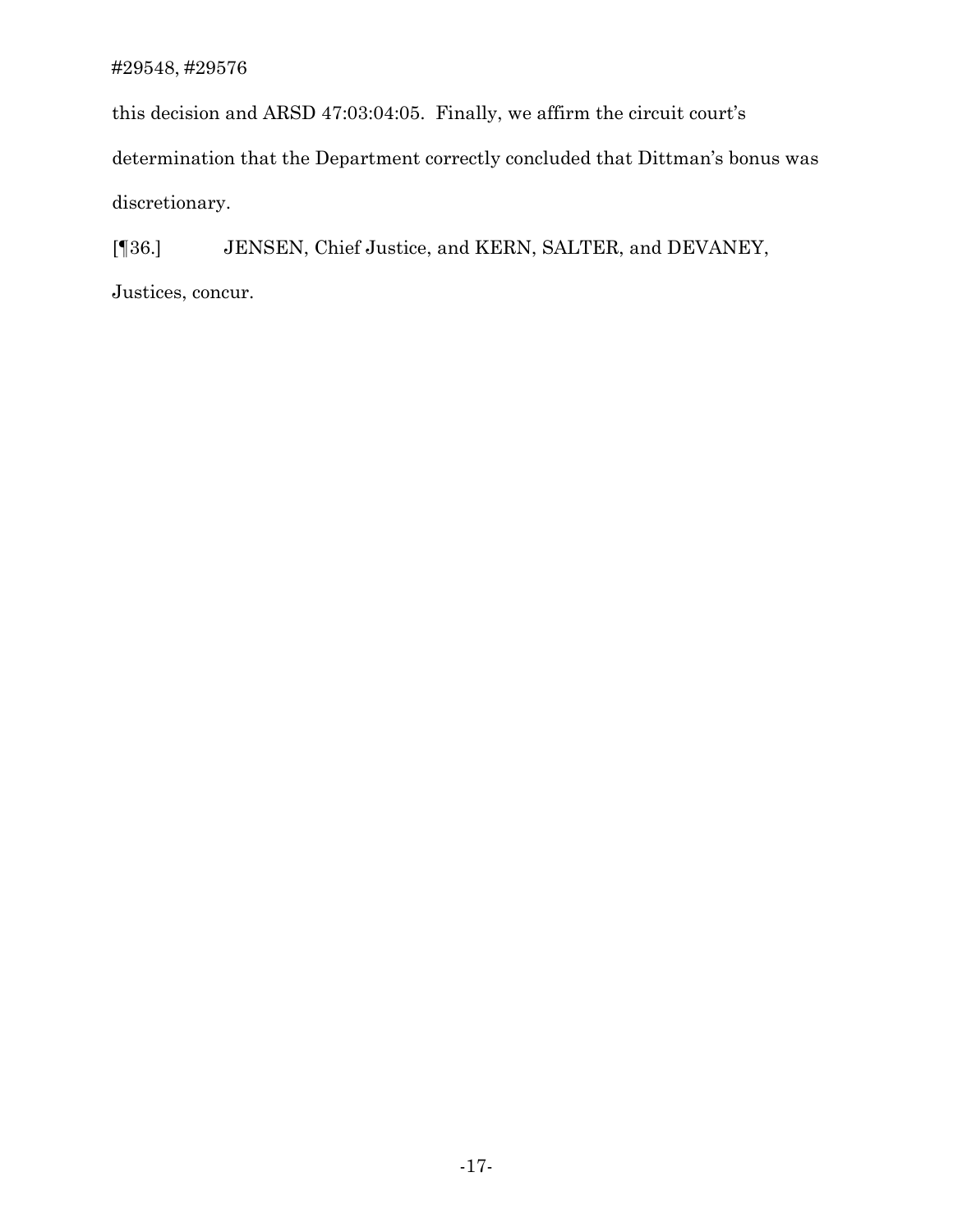this decision and ARSD 47:03:04:05. Finally, we affirm the circuit court's determination that the Department correctly concluded that Dittman's bonus was discretionary.

[¶36.] JENSEN, Chief Justice, and KERN, SALTER, and DEVANEY, Justices, concur.